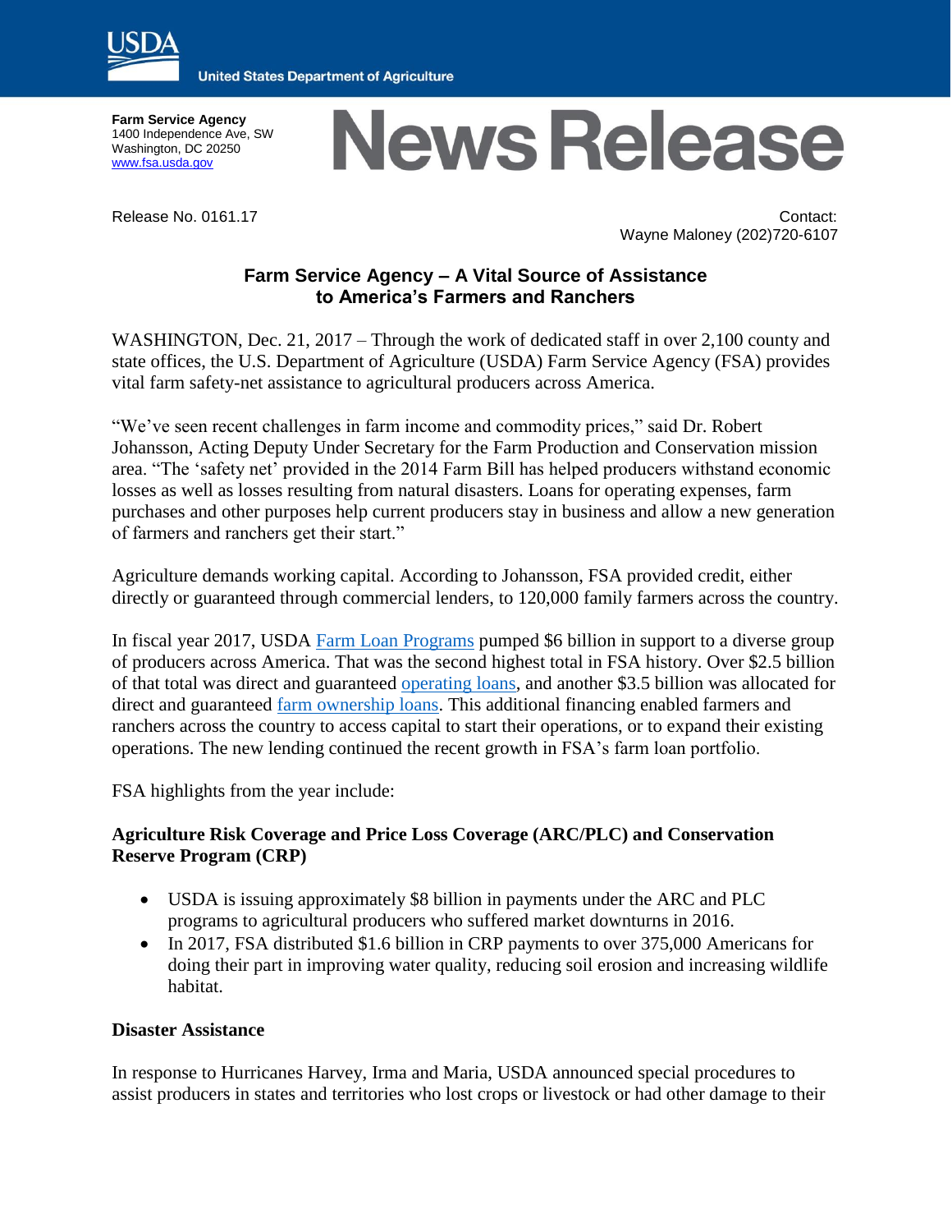United States Department of Agriculture

**Farm Service Agency**
1400 Independence Ave, SW
Washington, DC 20250
[www.fsa.usda.gov](http://www.fsa.usda.gov)

# News Release

Release No. 0161.17

Contact:
Wayne Maloney (202)720-6107

## Farm Service Agency – A Vital Source of Assistance to America's Farmers and Ranchers

WASHINGTON, Dec. 21, 2017 – Through the work of dedicated staff in over 2,100 county and state offices, the U.S. Department of Agriculture (USDA) Farm Service Agency (FSA) provides vital farm safety-net assistance to agricultural producers across America.

"We've seen recent challenges in farm income and commodity prices," said Dr. Robert Johansson, Acting Deputy Under Secretary for the Farm Production and Conservation mission area. "The 'safety net' provided in the 2014 Farm Bill has helped producers withstand economic losses as well as losses resulting from natural disasters. Loans for operating expenses, farm purchases and other purposes help current producers stay in business and allow a new generation of farmers and ranchers get their start."

Agriculture demands working capital. According to Johansson, FSA provided credit, either directly or guaranteed through commercial lenders, to 120,000 family farmers across the country.

In fiscal year 2017, USDA Farm Loan Programs pumped $6 billion in support to a diverse group of producers across America. That was the second highest total in FSA history. Over $2.5 billion of that total was direct and guaranteed operating loans, and another $3.5 billion was allocated for direct and guaranteed farm ownership loans. This additional financing enabled farmers and ranchers across the country to access capital to start their operations, or to expand their existing operations. The new lending continued the recent growth in FSA's farm loan portfolio.

FSA highlights from the year include:

### Agriculture Risk Coverage and Price Loss Coverage (ARC/PLC) and Conservation Reserve Program (CRP)

- USDA is issuing approximately $8 billion in payments under the ARC and PLC programs to agricultural producers who suffered market downturns in 2016.
- In 2017, FSA distributed $1.6 billion in CRP payments to over 375,000 Americans for doing their part in improving water quality, reducing soil erosion and increasing wildlife habitat.

### Disaster Assistance

In response to Hurricanes Harvey, Irma and Maria, USDA announced special procedures to assist producers in states and territories who lost crops or livestock or had other damage to their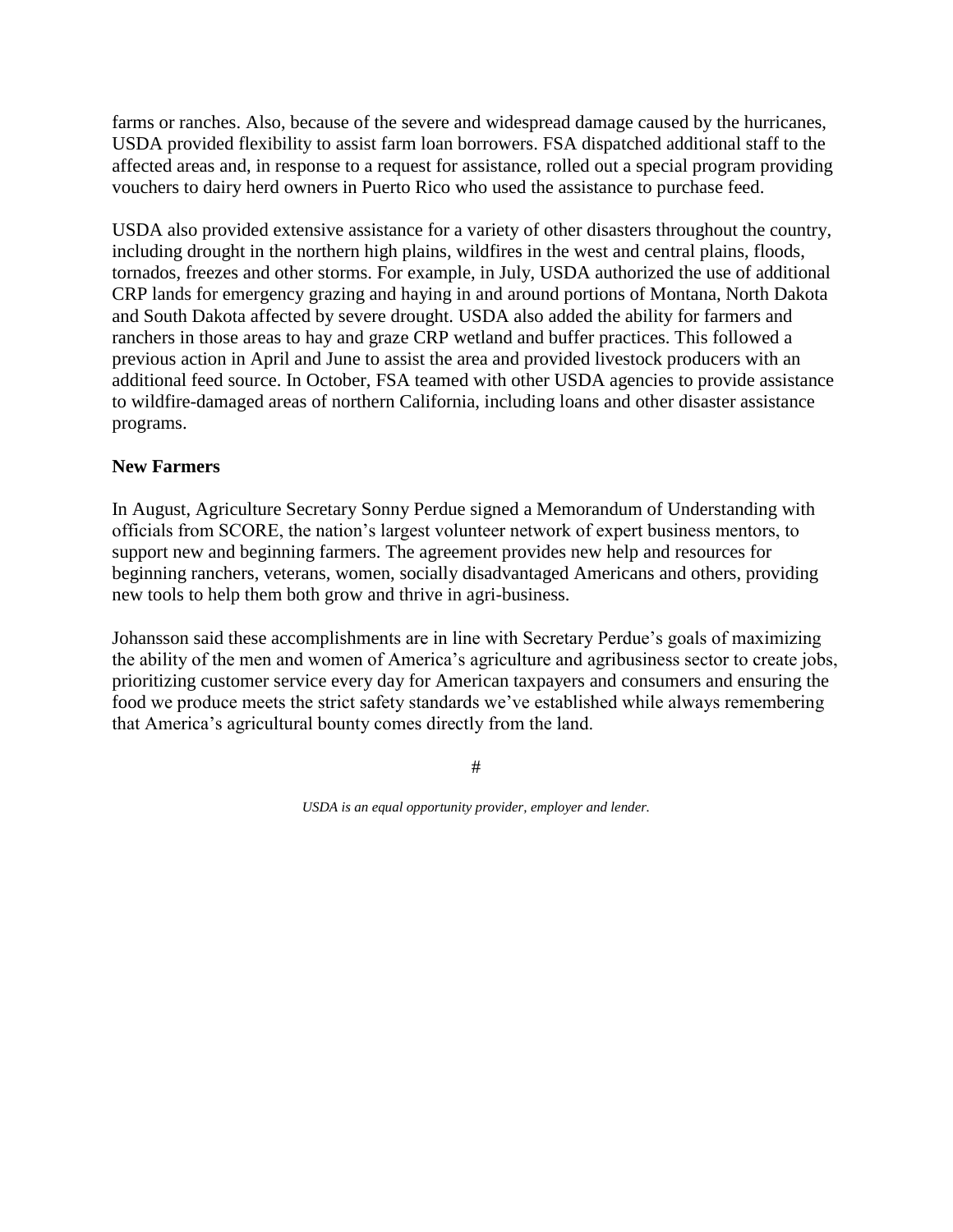farms or ranches. Also, because of the severe and widespread damage caused by the hurricanes, USDA provided flexibility to assist farm loan borrowers. FSA dispatched additional staff to the affected areas and, in response to a request for assistance, rolled out a special program providing vouchers to dairy herd owners in Puerto Rico who used the assistance to purchase feed.

USDA also provided extensive assistance for a variety of other disasters throughout the country, including drought in the northern high plains, wildfires in the west and central plains, floods, tornados, freezes and other storms. For example, in July, USDA authorized the use of additional CRP lands for emergency grazing and haying in and around portions of Montana, North Dakota and South Dakota affected by severe drought. USDA also added the ability for farmers and ranchers in those areas to hay and graze CRP wetland and buffer practices. This followed a previous action in April and June to assist the area and provided livestock producers with an additional feed source. In October, FSA teamed with other USDA agencies to provide assistance to wildfire-damaged areas of northern California, including loans and other disaster assistance programs.

**New Farmers**

In August, Agriculture Secretary Sonny Perdue signed a Memorandum of Understanding with officials from SCORE, the nation's largest volunteer network of expert business mentors, to support new and beginning farmers. The agreement provides new help and resources for beginning ranchers, veterans, women, socially disadvantaged Americans and others, providing new tools to help them both grow and thrive in agri-business.

Johansson said these accomplishments are in line with Secretary Perdue's goals of maximizing the ability of the men and women of America's agriculture and agribusiness sector to create jobs, prioritizing customer service every day for American taxpayers and consumers and ensuring the food we produce meets the strict safety standards we've established while always remembering that America's agricultural bounty comes directly from the land.

#

*USDA is an equal opportunity provider, employer and lender.*